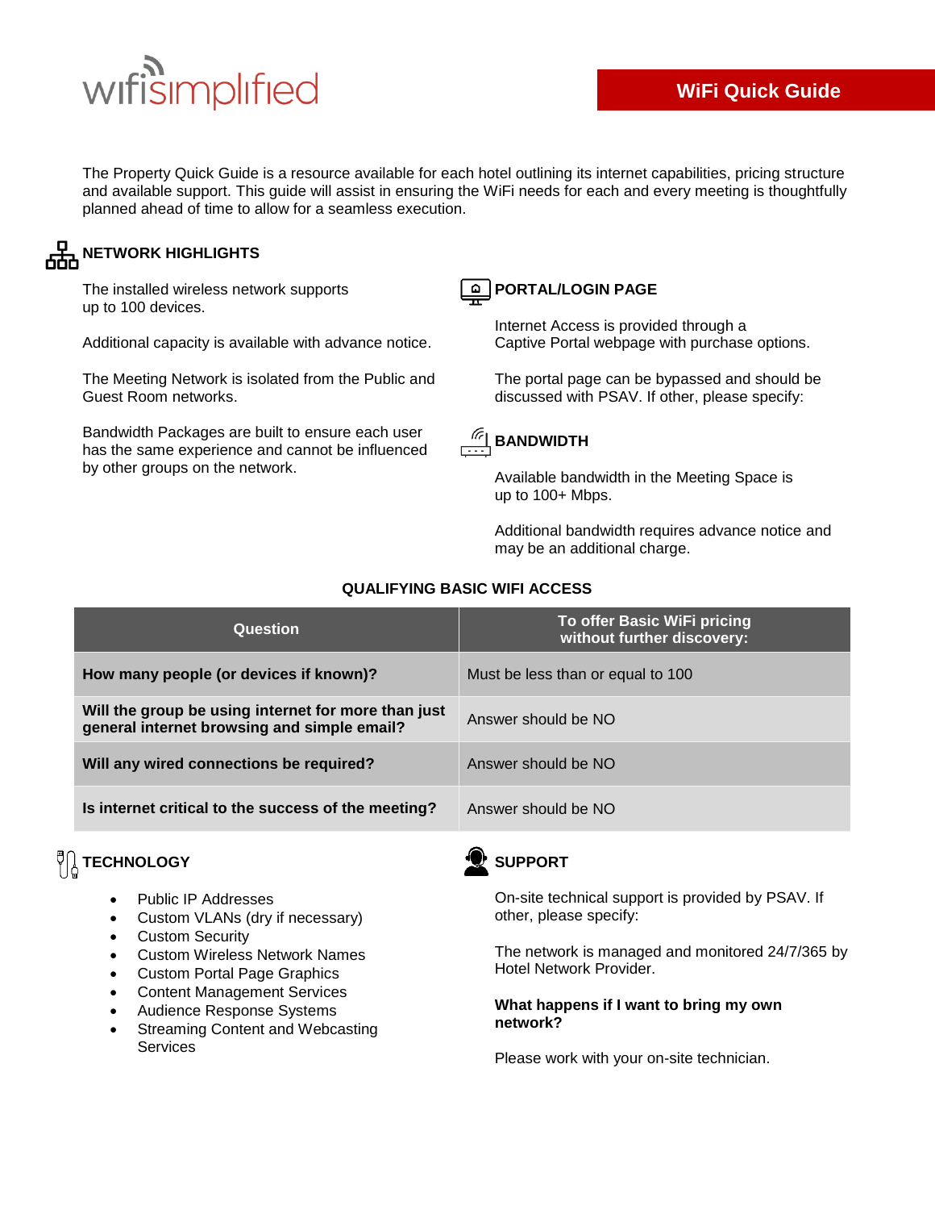wifisimplified

# WiFi Quick Guide

The Property Quick Guide is a resource available for each hotel outlining its internet capabilities, pricing structure and available support. This guide will assist in ensuring the WiFi needs for each and every meeting is thoughtfully planned ahead of time to allow for a seamless execution.

## NETWORK HIGHLIGHTS

The installed wireless network supports up to 100 devices.

Additional capacity is available with advance notice.

The Meeting Network is isolated from the Public and Guest Room networks.

Bandwidth Packages are built to ensure each user has the same experience and cannot be influenced by other groups on the network.

## PORTAL/LOGIN PAGE

Internet Access is provided through a Captive Portal webpage with purchase options.

The portal page can be bypassed and should be discussed with PSAV. If other, please specify:

## BANDWIDTH

Available bandwidth in the Meeting Space is up to 100+ Mbps.

Additional bandwidth requires advance notice and may be an additional charge.

## QUALIFYING BASIC WIFI ACCESS

| Question | To offer Basic WiFi pricing without further discovery: |
|---|---|
| **How many people (or devices if known)?** | Must be less than or equal to 100 |
| **Will the group be using internet for more than just general internet browsing and simple email?** | Answer should be NO |
| **Will any wired connections be required?** | Answer should be NO |
| **Is internet critical to the success of the meeting?** | Answer should be NO |

## TECHNOLOGY

- Public IP Addresses
- Custom VLANs (dry if necessary)
- Custom Security
- Custom Wireless Network Names
- Custom Portal Page Graphics
- Content Management Services
- Audience Response Systems
- Streaming Content and Webcasting Services

## SUPPORT

On-site technical support is provided by PSAV. If other, please specify:

The network is managed and monitored 24/7/365 by Hotel Network Provider.

**What happens if I want to bring my own network?**

Please work with your on-site technician.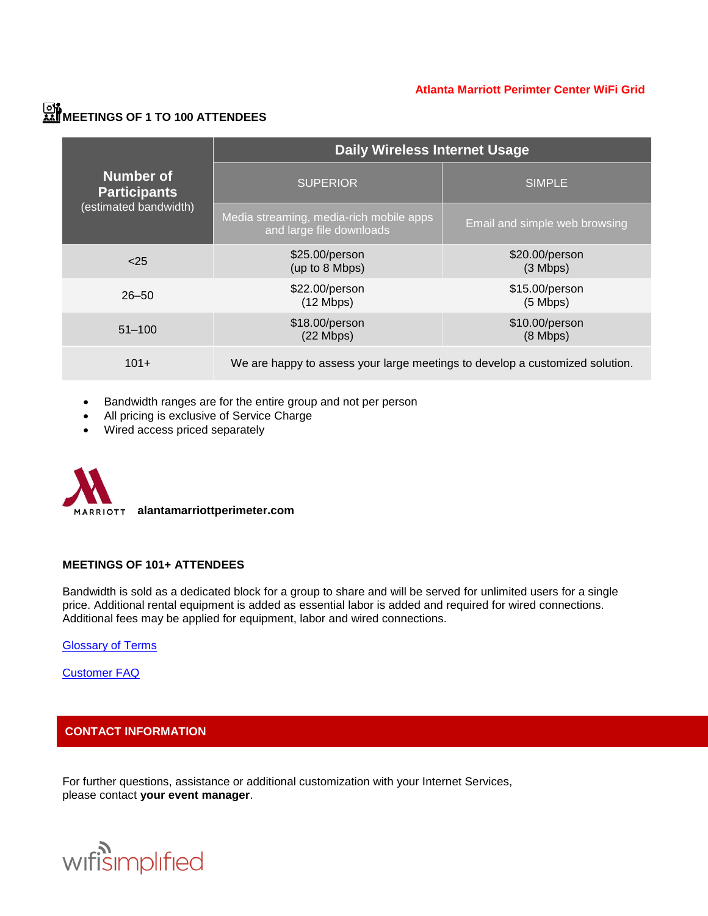**Atlanta Marriott Perimter Center WiFi Grid**

## MEETINGS OF 1 TO 100 ATTENDEES

| **Number of Participants** (estimated bandwidth) | **Daily Wireless Internet Usage** | |
|---|---|---|
| | SUPERIOR | SIMPLE |
| | Media streaming, media-rich mobile apps and large file downloads | Email and simple web browsing |
| <25 | $25.00/person (up to 8 Mbps) | $20.00/person (3 Mbps) |
| 26–50 | $22.00/person (12 Mbps) | $15.00/person (5 Mbps) |
| 51–100 | $18.00/person (22 Mbps) | $10.00/person (8 Mbps) |
| 101+ | We are happy to assess your large meetings to develop a customized solution. | |

- Bandwidth ranges are for the entire group and not per person
- All pricing is exclusive of Service Charge
- Wired access priced separately

MARRIOTT **alantamarriottperimeter.com**

## MEETINGS OF 101+ ATTENDEES

Bandwidth is sold as a dedicated block for a group to share and will be served for unlimited users for a single price. Additional rental equipment is added as essential labor is added and required for wired connections. Additional fees may be applied for equipment, labor and wired connections.

Glossary of Terms

Customer FAQ

## CONTACT INFORMATION

For further questions, assistance or additional customization with your Internet Services, please contact **your event manager**.

wifisimplified